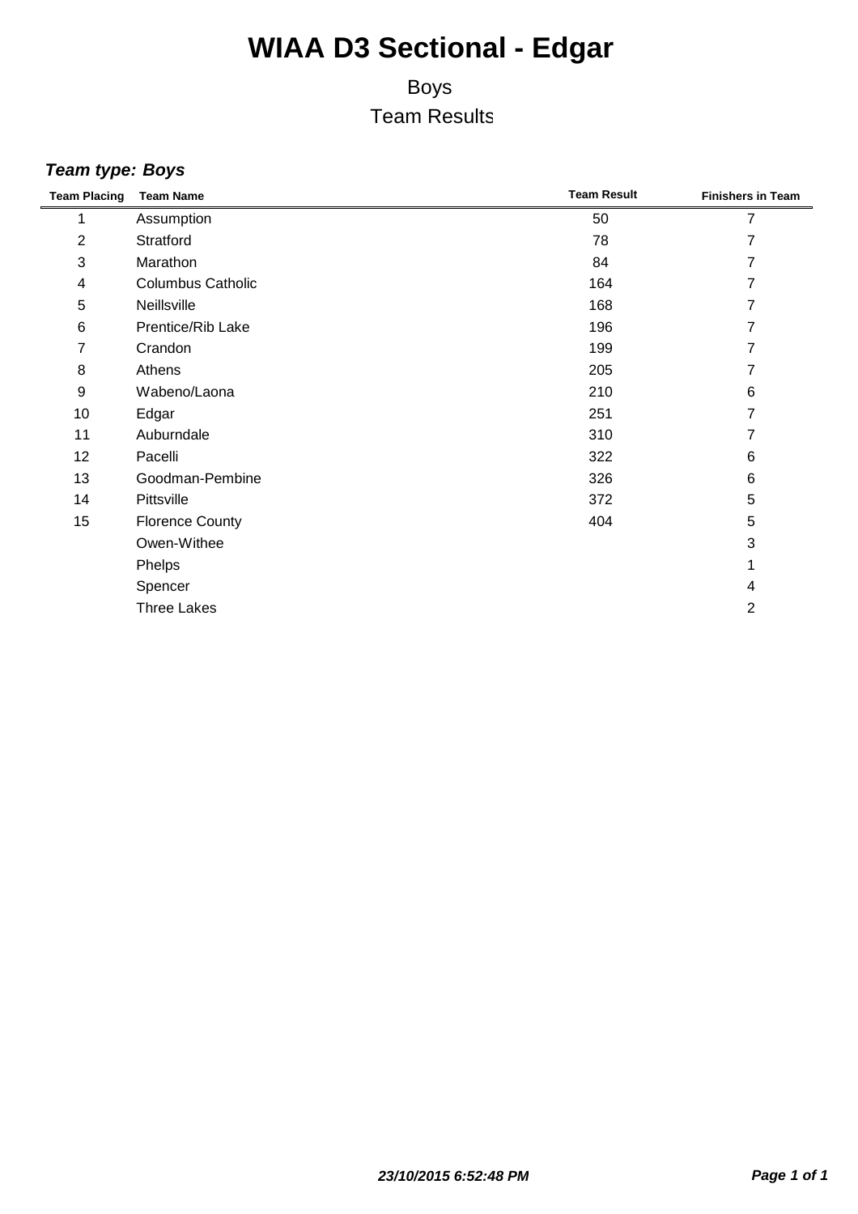# WIAA D3 Sectional - Edgar

Boys

Team Results

***Team type: Boys***

| Team Placing | Team Name | Team Result | Finishers in Team |
|---|---|---|---|
| 1 | Assumption | 50 | 7 |
| 2 | Stratford | 78 | 7 |
| 3 | Marathon | 84 | 7 |
| 4 | Columbus Catholic | 164 | 7 |
| 5 | Neillsville | 168 | 7 |
| 6 | Prentice/Rib Lake | 196 | 7 |
| 7 | Crandon | 199 | 7 |
| 8 | Athens | 205 | 7 |
| 9 | Wabeno/Laona | 210 | 6 |
| 10 | Edgar | 251 | 7 |
| 11 | Auburndale | 310 | 7 |
| 12 | Pacelli | 322 | 6 |
| 13 | Goodman-Pembine | 326 | 6 |
| 14 | Pittsville | 372 | 5 |
| 15 | Florence County | 404 | 5 |
| | Owen-Withee | | 3 |
| | Phelps | | 1 |
| | Spencer | | 4 |
| | Three Lakes | | 2 |

***23/10/2015 6:52:48 PM***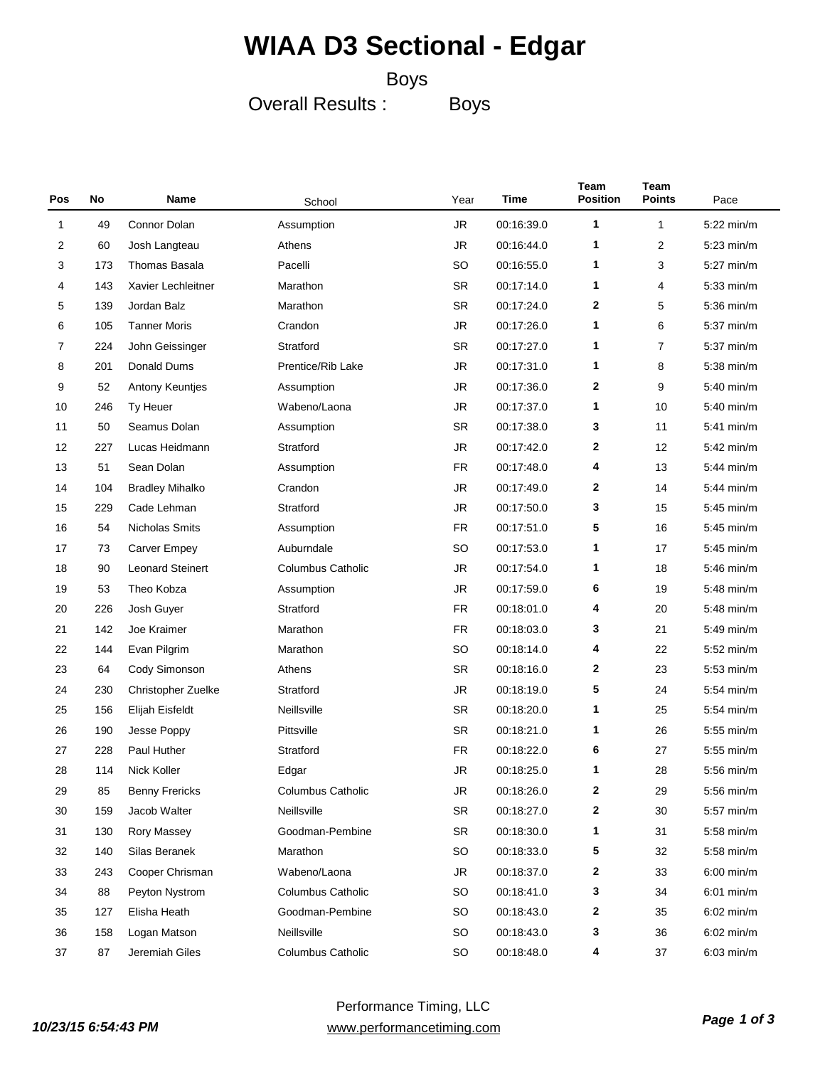# WIAA D3 Sectional - Edgar

Boys

Overall Results : Boys

| Pos | No | Name | School | Year | Time | Team Position | Team Points | Pace |
|---|---|---|---|---|---|---|---|---|
| 1 | 49 | Connor Dolan | Assumption | JR | 00:16:39.0 | **1** | 1 | 5:22 min/m |
| 2 | 60 | Josh Langteau | Athens | JR | 00:16:44.0 | **1** | 2 | 5:23 min/m |
| 3 | 173 | Thomas Basala | Pacelli | SO | 00:16:55.0 | **1** | 3 | 5:27 min/m |
| 4 | 143 | Xavier Lechleitner | Marathon | SR | 00:17:14.0 | **1** | 4 | 5:33 min/m |
| 5 | 139 | Jordan Balz | Marathon | SR | 00:17:24.0 | **2** | 5 | 5:36 min/m |
| 6 | 105 | Tanner Moris | Crandon | JR | 00:17:26.0 | **1** | 6 | 5:37 min/m |
| 7 | 224 | John Geissinger | Stratford | SR | 00:17:27.0 | **1** | 7 | 5:37 min/m |
| 8 | 201 | Donald Dums | Prentice/Rib Lake | JR | 00:17:31.0 | **1** | 8 | 5:38 min/m |
| 9 | 52 | Antony Keuntjes | Assumption | JR | 00:17:36.0 | **2** | 9 | 5:40 min/m |
| 10 | 246 | Ty Heuer | Wabeno/Laona | JR | 00:17:37.0 | **1** | 10 | 5:40 min/m |
| 11 | 50 | Seamus Dolan | Assumption | SR | 00:17:38.0 | **3** | 11 | 5:41 min/m |
| 12 | 227 | Lucas Heidmann | Stratford | JR | 00:17:42.0 | **2** | 12 | 5:42 min/m |
| 13 | 51 | Sean Dolan | Assumption | FR | 00:17:48.0 | **4** | 13 | 5:44 min/m |
| 14 | 104 | Bradley Mihalko | Crandon | JR | 00:17:49.0 | **2** | 14 | 5:44 min/m |
| 15 | 229 | Cade Lehman | Stratford | JR | 00:17:50.0 | **3** | 15 | 5:45 min/m |
| 16 | 54 | Nicholas Smits | Assumption | FR | 00:17:51.0 | **5** | 16 | 5:45 min/m |
| 17 | 73 | Carver Empey | Auburndale | SO | 00:17:53.0 | **1** | 17 | 5:45 min/m |
| 18 | 90 | Leonard Steinert | Columbus Catholic | JR | 00:17:54.0 | **1** | 18 | 5:46 min/m |
| 19 | 53 | Theo Kobza | Assumption | JR | 00:17:59.0 | **6** | 19 | 5:48 min/m |
| 20 | 226 | Josh Guyer | Stratford | FR | 00:18:01.0 | **4** | 20 | 5:48 min/m |
| 21 | 142 | Joe Kraimer | Marathon | FR | 00:18:03.0 | **3** | 21 | 5:49 min/m |
| 22 | 144 | Evan Pilgrim | Marathon | SO | 00:18:14.0 | **4** | 22 | 5:52 min/m |
| 23 | 64 | Cody Simonson | Athens | SR | 00:18:16.0 | **2** | 23 | 5:53 min/m |
| 24 | 230 | Christopher Zuelke | Stratford | JR | 00:18:19.0 | **5** | 24 | 5:54 min/m |
| 25 | 156 | Elijah Eisfeldt | Neillsville | SR | 00:18:20.0 | **1** | 25 | 5:54 min/m |
| 26 | 190 | Jesse Poppy | Pittsville | SR | 00:18:21.0 | **1** | 26 | 5:55 min/m |
| 27 | 228 | Paul Huther | Stratford | FR | 00:18:22.0 | **6** | 27 | 5:55 min/m |
| 28 | 114 | Nick Koller | Edgar | JR | 00:18:25.0 | **1** | 28 | 5:56 min/m |
| 29 | 85 | Benny Frericks | Columbus Catholic | JR | 00:18:26.0 | **2** | 29 | 5:56 min/m |
| 30 | 159 | Jacob Walter | Neillsville | SR | 00:18:27.0 | **2** | 30 | 5:57 min/m |
| 31 | 130 | Rory Massey | Goodman-Pembine | SR | 00:18:30.0 | **1** | 31 | 5:58 min/m |
| 32 | 140 | Silas Beranek | Marathon | SO | 00:18:33.0 | **5** | 32 | 5:58 min/m |
| 33 | 243 | Cooper Chrisman | Wabeno/Laona | JR | 00:18:37.0 | **2** | 33 | 6:00 min/m |
| 34 | 88 | Peyton Nystrom | Columbus Catholic | SO | 00:18:41.0 | **3** | 34 | 6:01 min/m |
| 35 | 127 | Elisha Heath | Goodman-Pembine | SO | 00:18:43.0 | **2** | 35 | 6:02 min/m |
| 36 | 158 | Logan Matson | Neillsville | SO | 00:18:43.0 | **3** | 36 | 6:02 min/m |
| 37 | 87 | Jeremiah Giles | Columbus Catholic | SO | 00:18:48.0 | **4** | 37 | 6:03 min/m |

*10/23/15 6:54:43 PM*

Performance Timing, LLC
www.performancetiming.com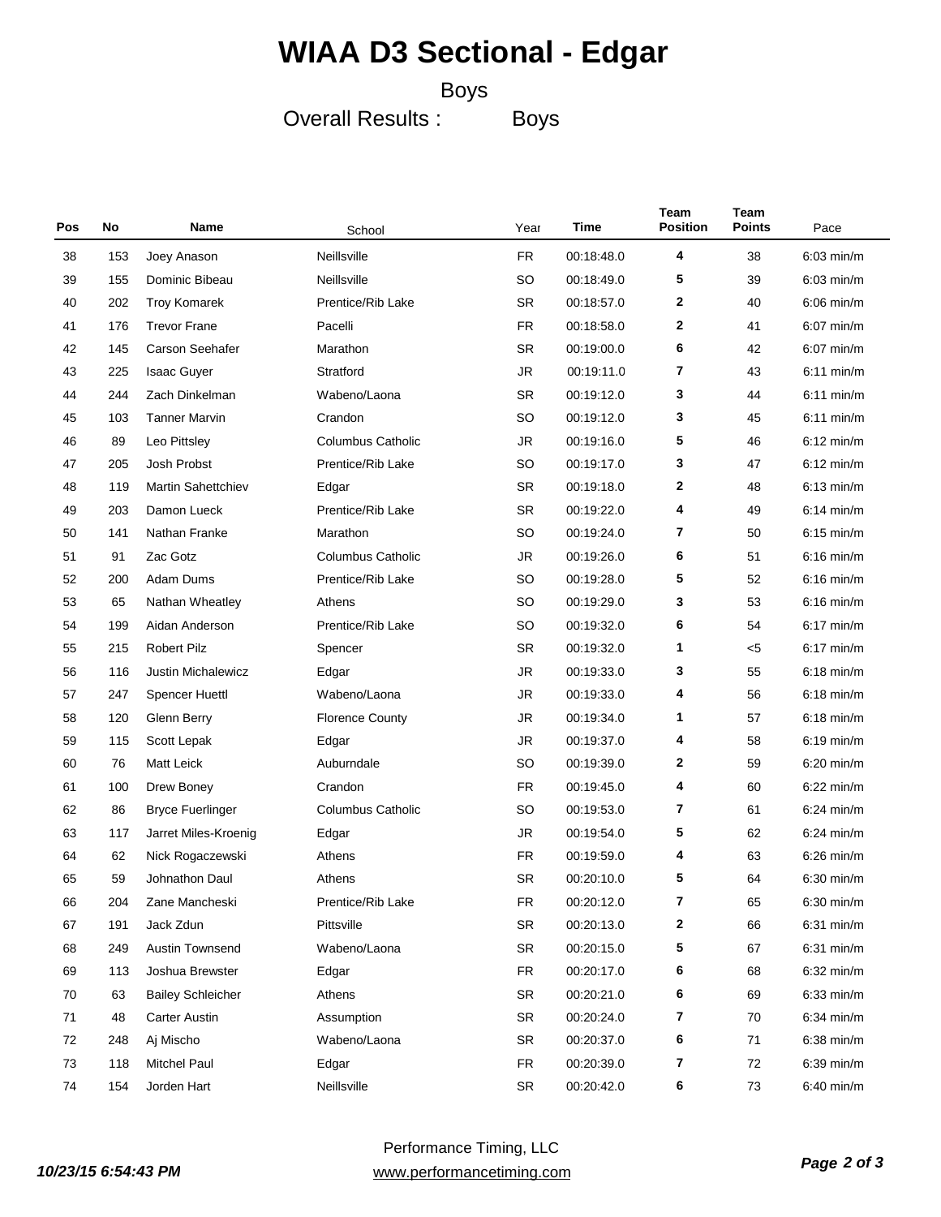# WIAA D3 Sectional - Edgar

Boys

Overall Results : Boys

| Pos | No | Name | School | Year | Time | Team Position | Team Points | Pace |
|---|---|---|---|---|---|---|---|---|
| 38 | 153 | Joey Anason | Neillsville | FR | 00:18:48.0 | 4 | 38 | 6:03 min/m |
| 39 | 155 | Dominic Bibeau | Neillsville | SO | 00:18:49.0 | 5 | 39 | 6:03 min/m |
| 40 | 202 | Troy Komarek | Prentice/Rib Lake | SR | 00:18:57.0 | 2 | 40 | 6:06 min/m |
| 41 | 176 | Trevor Frane | Pacelli | FR | 00:18:58.0 | 2 | 41 | 6:07 min/m |
| 42 | 145 | Carson Seehafer | Marathon | SR | 00:19:00.0 | 6 | 42 | 6:07 min/m |
| 43 | 225 | Isaac Guyer | Stratford | JR | 00:19:11.0 | 7 | 43 | 6:11 min/m |
| 44 | 244 | Zach Dinkelman | Wabeno/Laona | SR | 00:19:12.0 | 3 | 44 | 6:11 min/m |
| 45 | 103 | Tanner Marvin | Crandon | SO | 00:19:12.0 | 3 | 45 | 6:11 min/m |
| 46 | 89 | Leo Pittsley | Columbus Catholic | JR | 00:19:16.0 | 5 | 46 | 6:12 min/m |
| 47 | 205 | Josh Probst | Prentice/Rib Lake | SO | 00:19:17.0 | 3 | 47 | 6:12 min/m |
| 48 | 119 | Martin Sahettchiev | Edgar | SR | 00:19:18.0 | 2 | 48 | 6:13 min/m |
| 49 | 203 | Damon Lueck | Prentice/Rib Lake | SR | 00:19:22.0 | 4 | 49 | 6:14 min/m |
| 50 | 141 | Nathan Franke | Marathon | SO | 00:19:24.0 | 7 | 50 | 6:15 min/m |
| 51 | 91 | Zac Gotz | Columbus Catholic | JR | 00:19:26.0 | 6 | 51 | 6:16 min/m |
| 52 | 200 | Adam Dums | Prentice/Rib Lake | SO | 00:19:28.0 | 5 | 52 | 6:16 min/m |
| 53 | 65 | Nathan Wheatley | Athens | SO | 00:19:29.0 | 3 | 53 | 6:16 min/m |
| 54 | 199 | Aidan Anderson | Prentice/Rib Lake | SO | 00:19:32.0 | 6 | 54 | 6:17 min/m |
| 55 | 215 | Robert Pilz | Spencer | SR | 00:19:32.0 | 1 | <5 | 6:17 min/m |
| 56 | 116 | Justin Michalewicz | Edgar | JR | 00:19:33.0 | 3 | 55 | 6:18 min/m |
| 57 | 247 | Spencer Huettl | Wabeno/Laona | JR | 00:19:33.0 | 4 | 56 | 6:18 min/m |
| 58 | 120 | Glenn Berry | Florence County | JR | 00:19:34.0 | 1 | 57 | 6:18 min/m |
| 59 | 115 | Scott Lepak | Edgar | JR | 00:19:37.0 | 4 | 58 | 6:19 min/m |
| 60 | 76 | Matt Leick | Auburndale | SO | 00:19:39.0 | 2 | 59 | 6:20 min/m |
| 61 | 100 | Drew Boney | Crandon | FR | 00:19:45.0 | 4 | 60 | 6:22 min/m |
| 62 | 86 | Bryce Fuerlinger | Columbus Catholic | SO | 00:19:53.0 | 7 | 61 | 6:24 min/m |
| 63 | 117 | Jarret Miles-Kroenig | Edgar | JR | 00:19:54.0 | 5 | 62 | 6:24 min/m |
| 64 | 62 | Nick Rogaczewski | Athens | FR | 00:19:59.0 | 4 | 63 | 6:26 min/m |
| 65 | 59 | Johnathon Daul | Athens | SR | 00:20:10.0 | 5 | 64 | 6:30 min/m |
| 66 | 204 | Zane Mancheski | Prentice/Rib Lake | FR | 00:20:12.0 | 7 | 65 | 6:30 min/m |
| 67 | 191 | Jack Zdun | Pittsville | SR | 00:20:13.0 | 2 | 66 | 6:31 min/m |
| 68 | 249 | Austin Townsend | Wabeno/Laona | SR | 00:20:15.0 | 5 | 67 | 6:31 min/m |
| 69 | 113 | Joshua Brewster | Edgar | FR | 00:20:17.0 | 6 | 68 | 6:32 min/m |
| 70 | 63 | Bailey Schleicher | Athens | SR | 00:20:21.0 | 6 | 69 | 6:33 min/m |
| 71 | 48 | Carter Austin | Assumption | SR | 00:20:24.0 | 7 | 70 | 6:34 min/m |
| 72 | 248 | Aj Mischo | Wabeno/Laona | SR | 00:20:37.0 | 6 | 71 | 6:38 min/m |
| 73 | 118 | Mitchel Paul | Edgar | FR | 00:20:39.0 | 7 | 72 | 6:39 min/m |
| 74 | 154 | Jorden Hart | Neillsville | SR | 00:20:42.0 | 6 | 73 | 6:40 min/m |

*10/23/15 6:54:43 PM*

Performance Timing, LLC
www.performancetiming.com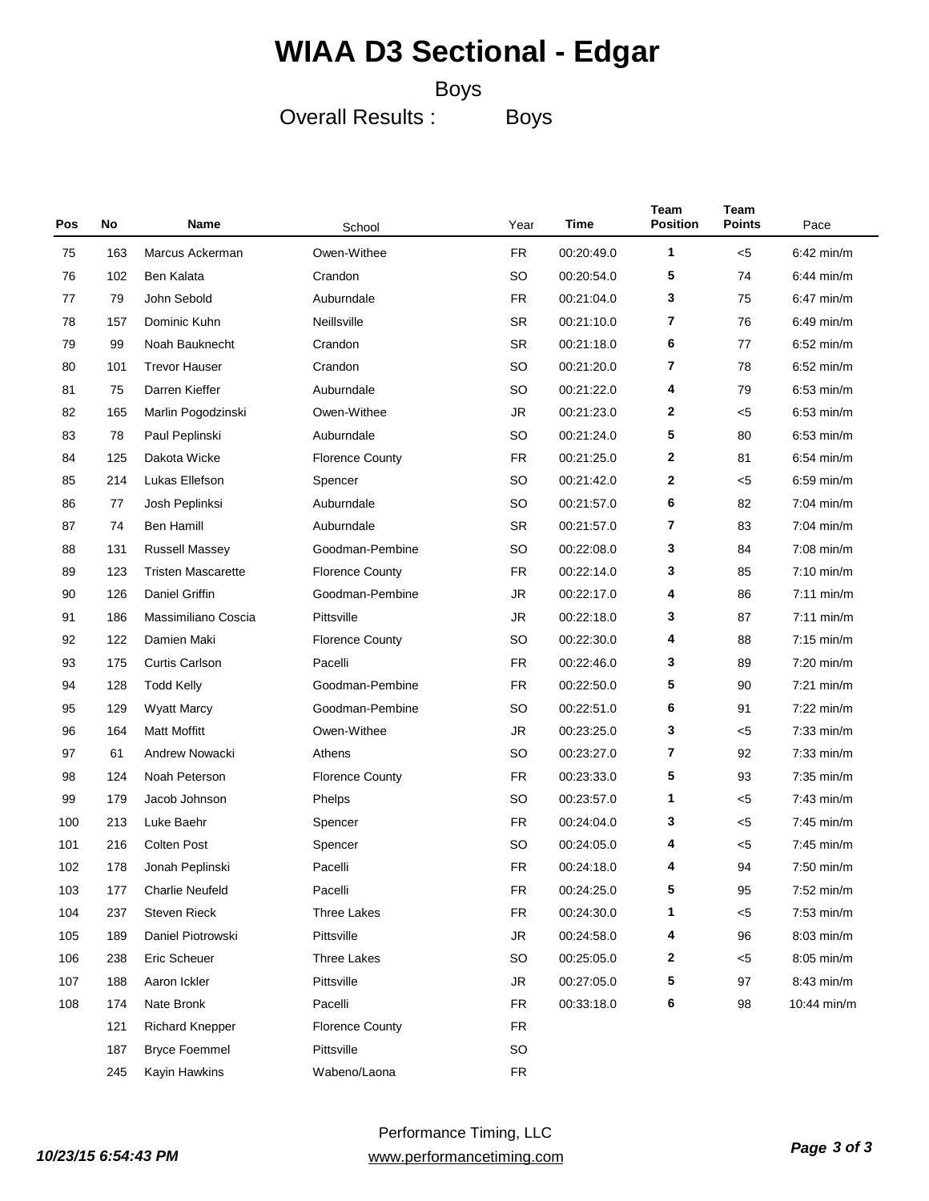# WIAA D3 Sectional - Edgar

Boys

Overall Results : Boys

| Pos | No | Name | School | Year | Time | Team Position | Team Points | Pace |
|---|---|---|---|---|---|---|---|---|
| 75 | 163 | Marcus Ackerman | Owen-Withee | FR | 00:20:49.0 | 1 | <5 | 6:42 min/m |
| 76 | 102 | Ben Kalata | Crandon | SO | 00:20:54.0 | 5 | 74 | 6:44 min/m |
| 77 | 79 | John Sebold | Auburndale | FR | 00:21:04.0 | 3 | 75 | 6:47 min/m |
| 78 | 157 | Dominic Kuhn | Neillsville | SR | 00:21:10.0 | 7 | 76 | 6:49 min/m |
| 79 | 99 | Noah Bauknecht | Crandon | SR | 00:21:18.0 | 6 | 77 | 6:52 min/m |
| 80 | 101 | Trevor Hauser | Crandon | SO | 00:21:20.0 | 7 | 78 | 6:52 min/m |
| 81 | 75 | Darren Kieffer | Auburndale | SO | 00:21:22.0 | 4 | 79 | 6:53 min/m |
| 82 | 165 | Marlin Pogodzinski | Owen-Withee | JR | 00:21:23.0 | 2 | <5 | 6:53 min/m |
| 83 | 78 | Paul Peplinski | Auburndale | SO | 00:21:24.0 | 5 | 80 | 6:53 min/m |
| 84 | 125 | Dakota Wicke | Florence County | FR | 00:21:25.0 | 2 | 81 | 6:54 min/m |
| 85 | 214 | Lukas Ellefson | Spencer | SO | 00:21:42.0 | 2 | <5 | 6:59 min/m |
| 86 | 77 | Josh Peplinksi | Auburndale | SO | 00:21:57.0 | 6 | 82 | 7:04 min/m |
| 87 | 74 | Ben Hamill | Auburndale | SR | 00:21:57.0 | 7 | 83 | 7:04 min/m |
| 88 | 131 | Russell Massey | Goodman-Pembine | SO | 00:22:08.0 | 3 | 84 | 7:08 min/m |
| 89 | 123 | Tristen Mascarette | Florence County | FR | 00:22:14.0 | 3 | 85 | 7:10 min/m |
| 90 | 126 | Daniel Griffin | Goodman-Pembine | JR | 00:22:17.0 | 4 | 86 | 7:11 min/m |
| 91 | 186 | Massimiliano Coscia | Pittsville | JR | 00:22:18.0 | 3 | 87 | 7:11 min/m |
| 92 | 122 | Damien Maki | Florence County | SO | 00:22:30.0 | 4 | 88 | 7:15 min/m |
| 93 | 175 | Curtis Carlson | Pacelli | FR | 00:22:46.0 | 3 | 89 | 7:20 min/m |
| 94 | 128 | Todd Kelly | Goodman-Pembine | FR | 00:22:50.0 | 5 | 90 | 7:21 min/m |
| 95 | 129 | Wyatt Marcy | Goodman-Pembine | SO | 00:22:51.0 | 6 | 91 | 7:22 min/m |
| 96 | 164 | Matt Moffitt | Owen-Withee | JR | 00:23:25.0 | 3 | <5 | 7:33 min/m |
| 97 | 61 | Andrew Nowacki | Athens | SO | 00:23:27.0 | 7 | 92 | 7:33 min/m |
| 98 | 124 | Noah Peterson | Florence County | FR | 00:23:33.0 | 5 | 93 | 7:35 min/m |
| 99 | 179 | Jacob Johnson | Phelps | SO | 00:23:57.0 | 1 | <5 | 7:43 min/m |
| 100 | 213 | Luke Baehr | Spencer | FR | 00:24:04.0 | 3 | <5 | 7:45 min/m |
| 101 | 216 | Colten Post | Spencer | SO | 00:24:05.0 | 4 | <5 | 7:45 min/m |
| 102 | 178 | Jonah Peplinski | Pacelli | FR | 00:24:18.0 | 4 | 94 | 7:50 min/m |
| 103 | 177 | Charlie Neufeld | Pacelli | FR | 00:24:25.0 | 5 | 95 | 7:52 min/m |
| 104 | 237 | Steven Rieck | Three Lakes | FR | 00:24:30.0 | 1 | <5 | 7:53 min/m |
| 105 | 189 | Daniel Piotrowski | Pittsville | JR | 00:24:58.0 | 4 | 96 | 8:03 min/m |
| 106 | 238 | Eric Scheuer | Three Lakes | SO | 00:25:05.0 | 2 | <5 | 8:05 min/m |
| 107 | 188 | Aaron Ickler | Pittsville | JR | 00:27:05.0 | 5 | 97 | 8:43 min/m |
| 108 | 174 | Nate Bronk | Pacelli | FR | 00:33:18.0 | 6 | 98 | 10:44 min/m |
| | 121 | Richard Knepper | Florence County | FR | | | | |
| | 187 | Bryce Foemmel | Pittsville | SO | | | | |
| | 245 | Kayin Hawkins | Wabeno/Laona | FR | | | | |

*10/23/15 6:54:43 PM*

Performance Timing, LLC
www.performancetiming.com